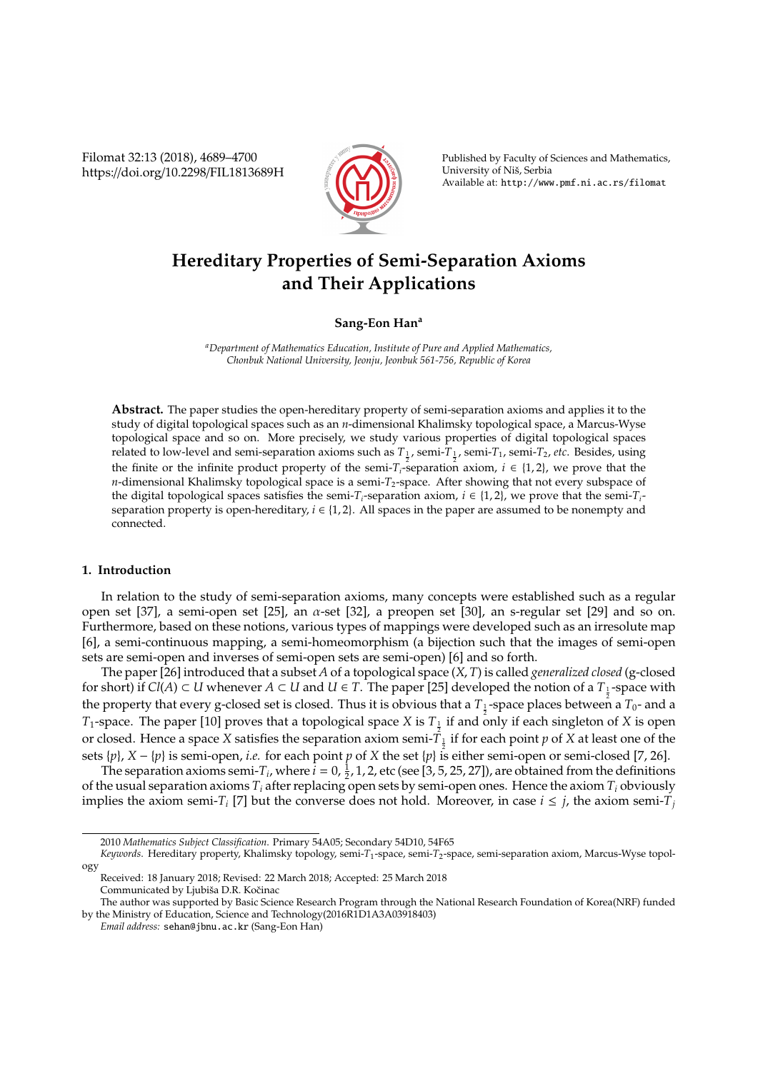# Hereditary Properties of Semi-Separation Axioms and Their Applications

**Sang-Eon Han**[a]

[a]*Department of Mathematics Education, Institute of Pure and Applied Mathematics, Chonbuk National University, Jeonju, Jeonbuk 561-756, Republic of Korea*

**Abstract.** The paper studies the open-hereditary property of semi-separation axioms and applies it to the study of digital topological spaces such as an $n$-dimensional Khalimsky topological space, a Marcus-Wyse topological space and so on. More precisely, we study various properties of digital topological spaces related to low-level and semi-separation axioms such as $T_{\frac{1}{2}}$, semi-$T_{\frac{1}{2}}$, semi-$T_1$, semi-$T_2$, *etc.* Besides, using the finite or the infinite product property of the semi-$T_i$-separation axiom, $i \in \{1, 2\}$, we prove that the $n$-dimensional Khalimsky topological space is a semi-$T_2$-space. After showing that not every subspace of the digital topological spaces satisfies the semi-$T_i$-separation axiom, $i \in \{1, 2\}$, we prove that the semi-$T_i$-separation property is open-hereditary, $i \in \{1, 2\}$. All spaces in the paper are assumed to be nonempty and connected.

## 1. Introduction

In relation to the study of semi-separation axioms, many concepts were established such as a regular open set [37], a semi-open set [25], an $\alpha$-set [32], a preopen set [30], an s-regular set [29] and so on. Furthermore, based on these notions, various types of mappings were developed such as an irresolute map [6], a semi-continuous mapping, a semi-homeomorphism (a bijection such that the images of semi-open sets are semi-open and inverses of semi-open sets are semi-open) [6] and so forth.

The paper [26] introduced that a subset $A$ of a topological space $(X, T)$ is called *generalized closed* (g-closed for short) if $Cl(A) \subset U$ whenever $A \subset U$ and $U \in T$. The paper [25] developed the notion of a $T_{\frac{1}{2}}$-space with the property that every g-closed set is closed. Thus it is obvious that a $T_{\frac{1}{2}}$-space places between a $T_0$- and a $T_1$-space. The paper [10] proves that a topological space $X$ is $T_{\frac{1}{2}}$ if and only if each singleton of $X$ is open or closed. Hence a space $X$ satisfies the separation axiom semi-$T_{\frac{1}{2}}$ if for each point $p$ of $X$ at least one of the sets $\{p\}$, $X - \{p\}$ is semi-open, *i.e.* for each point $p$ of $X$ the set $\{p\}$ is either semi-open or semi-closed [7, 26].

The separation axioms semi-$T_i$, where $i = 0, \frac{1}{2}, 1, 2$, etc (see [3, 5, 25, 27]), are obtained from the definitions of the usual separation axioms $T_i$ after replacing open sets by semi-open ones. Hence the axiom $T_i$ obviously implies the axiom semi-$T_i$ [7] but the converse does not hold. Moreover, in case $i \leq j$, the axiom semi-$T_j$

---

2010 *Mathematics Subject Classification.* Primary 54A05; Secondary 54D10, 54F65

*Keywords.* Hereditary property, Khalimsky topology, semi-$T_1$-space, semi-$T_2$-space, semi-separation axiom, Marcus-Wyse topology

Received: 18 January 2018; Revised: 22 March 2018; Accepted: 25 March 2018

Communicated by Ljubiša D.R. Kočinac

The author was supported by Basic Science Research Program through the National Research Foundation of Korea(NRF) funded by the Ministry of Education, Science and Technology(2016R1D1A3A03918403)

*Email address:* sehan@jbnu.ac.kr (Sang-Eon Han)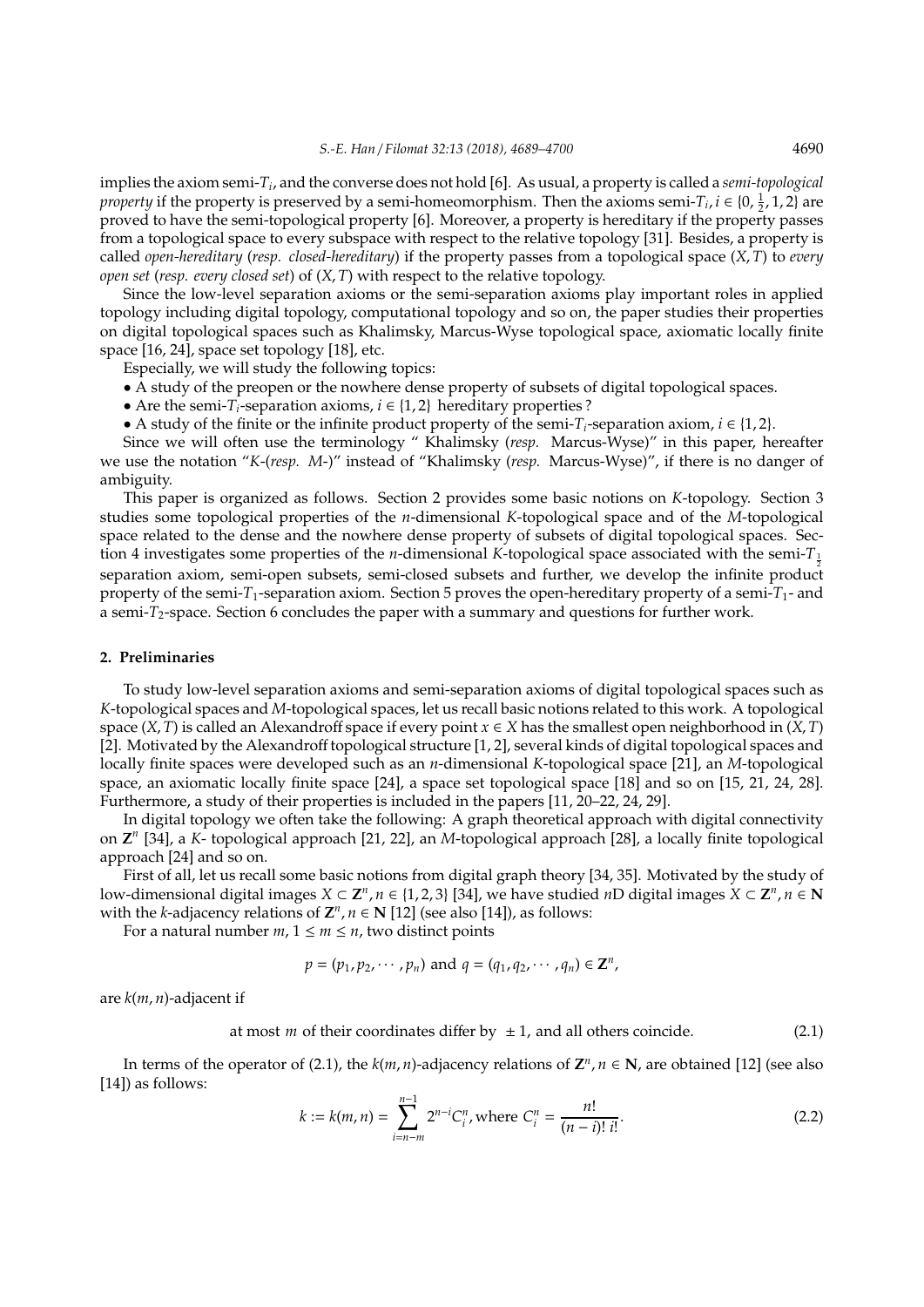implies the axiom semi-$T_i$, and the converse does not hold [6]. As usual, a property is called a *semi-topological property* if the property is preserved by a semi-homeomorphism. Then the axioms semi-$T_i, i \in \{0, \frac{1}{2}, 1, 2\}$ are proved to have the semi-topological property [6]. Moreover, a property is hereditary if the property passes from a topological space to every subspace with respect to the relative topology [31]. Besides, a property is called *open-hereditary* (*resp. closed-hereditary*) if the property passes from a topological space $(X, T)$ to *every open set* (*resp. every closed set*) of $(X, T)$ with respect to the relative topology.

Since the low-level separation axioms or the semi-separation axioms play important roles in applied topology including digital topology, computational topology and so on, the paper studies their properties on digital topological spaces such as Khalimsky, Marcus-Wyse topological space, axiomatic locally finite space [16, 24], space set topology [18], etc.

Especially, we will study the following topics:

- A study of the preopen or the nowhere dense property of subsets of digital topological spaces.
- Are the semi-$T_i$-separation axioms, $i \in \{1, 2\}$ hereditary properties ?
- A study of the finite or the infinite product property of the semi-$T_i$-separation axiom, $i \in \{1, 2\}$.

Since we will often use the terminology " Khalimsky (*resp.* Marcus-Wyse)" in this paper, hereafter we use the notation "*K*-(*resp. M*-)" instead of "Khalimsky (*resp.* Marcus-Wyse)", if there is no danger of ambiguity.

This paper is organized as follows. Section 2 provides some basic notions on *K*-topology. Section 3 studies some topological properties of the *n*-dimensional *K*-topological space and of the *M*-topological space related to the dense and the nowhere dense property of subsets of digital topological spaces. Section 4 investigates some properties of the *n*-dimensional *K*-topological space associated with the semi-$T_{\frac{1}{2}}$ separation axiom, semi-open subsets, semi-closed subsets and further, we develop the infinite product property of the semi-$T_1$-separation axiom. Section 5 proves the open-hereditary property of a semi-$T_1$- and a semi-$T_2$-space. Section 6 concludes the paper with a summary and questions for further work.

## 2. Preliminaries

To study low-level separation axioms and semi-separation axioms of digital topological spaces such as *K*-topological spaces and *M*-topological spaces, let us recall basic notions related to this work. A topological space $(X, T)$ is called an Alexandroff space if every point $x \in X$ has the smallest open neighborhood in $(X, T)$ [2]. Motivated by the Alexandroff topological structure [1, 2], several kinds of digital topological spaces and locally finite spaces were developed such as an *n*-dimensional *K*-topological space [21], an *M*-topological space, an axiomatic locally finite space [24], a space set topological space [18] and so on [15, 21, 24, 28]. Furthermore, a study of their properties is included in the papers [11, 20–22, 24, 29].

In digital topology we often take the following: A graph theoretical approach with digital connectivity on $\mathbf{Z}^n$ [34], a *K*- topological approach [21, 22], an *M*-topological approach [28], a locally finite topological approach [24] and so on.

First of all, let us recall some basic notions from digital graph theory [34, 35]. Motivated by the study of low-dimensional digital images $X \subset \mathbf{Z}^n, n \in \{1, 2, 3\}$ [34], we have studied *n*D digital images $X \subset \mathbf{Z}^n, n \in \mathbf{N}$ with the *k*-adjacency relations of $\mathbf{Z}^n, n \in \mathbf{N}$ [12] (see also [14]), as follows:

For a natural number $m$, $1 \leq m \leq n$, two distinct points

$$p = (p_1, p_2, \cdots, p_n) \text{ and } q = (q_1, q_2, \cdots, q_n) \in \mathbf{Z}^n,$$

are $k(m, n)$-adjacent if

$$\text{at most } m \text{ of their coordinates differ by } \pm 1, \text{ and all others coincide.} \tag{2.1}$$

In terms of the operator of (2.1), the $k(m, n)$-adjacency relations of $\mathbf{Z}^n, n \in \mathbf{N}$, are obtained [12] (see also [14]) as follows:

$$k := k(m, n) = \sum_{i=n-m}^{n-1} 2^{n-i} C_i^n, \text{where } C_i^n = \frac{n!}{(n-i)!\, i!}. \tag{2.2}$$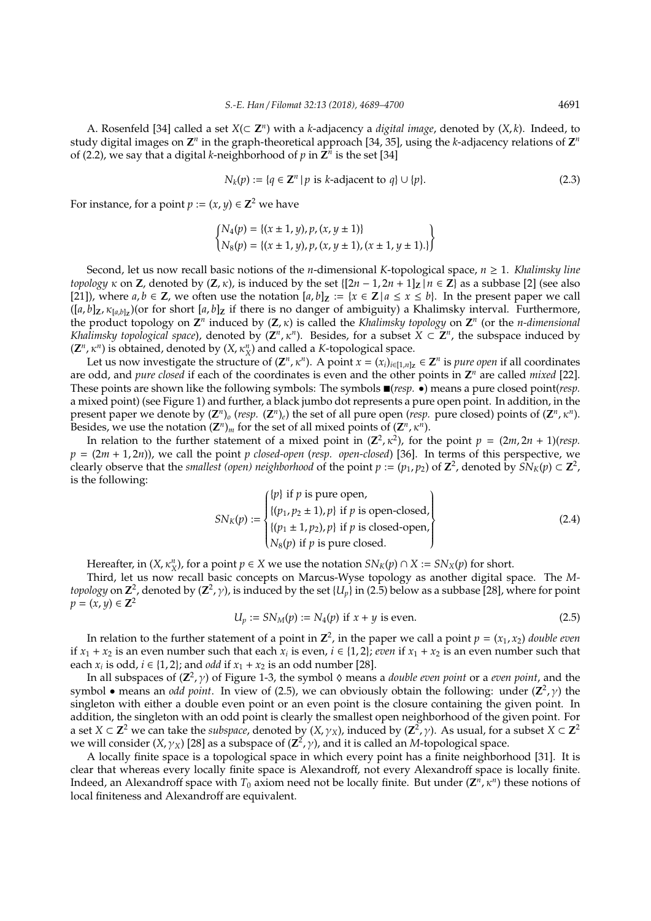A. Rosenfeld [34] called a set $X(\subset \mathbf{Z}^n)$ with a $k$-adjacency a *digital image*, denoted by $(X, k)$. Indeed, to study digital images on $\mathbf{Z}^n$ in the graph-theoretical approach [34, 35], using the $k$-adjacency relations of $\mathbf{Z}^n$ of (2.2), we say that a digital $k$-neighborhood of $p$ in $\mathbf{Z}^n$ is the set [34]

$$N_k(p) := \{q \in \mathbf{Z}^n \,|\, p \text{ is } k\text{-adjacent to } q\} \cup \{p\}. \tag{2.3}$$

For instance, for a point $p := (x, y) \in \mathbf{Z}^2$ we have

$$\begin{Bmatrix} N_4(p) = \{(x \pm 1, y), p, (x, y \pm 1)\} \\ N_8(p) = \{(x \pm 1, y), p, (x, y \pm 1), (x \pm 1, y \pm 1).\} \end{Bmatrix}$$

Second, let us now recall basic notions of the $n$-dimensional $K$-topological space, $n \geq 1$. *Khalimsky line topology* $\kappa$ on $\mathbf{Z}$, denoted by $(\mathbf{Z}, \kappa)$, is induced by the set $\{[2n-1, 2n+1]_{\mathbf{Z}} \,|\, n \in \mathbf{Z}\}$ as a subbase [2] (see also [21]), where $a, b \in \mathbf{Z}$, we often use the notation $[a, b]_{\mathbf{Z}} := \{x \in \mathbf{Z} \,|\, a \leq x \leq b\}$. In the present paper we call $([a, b]_{\mathbf{Z}}, \kappa_{[a,b]_{\mathbf{Z}}})$(or for short $[a, b]_{\mathbf{Z}}$ if there is no danger of ambiguity) a Khalimsky interval. Furthermore, the product topology on $\mathbf{Z}^n$ induced by $(\mathbf{Z}, \kappa)$ is called the *Khalimsky topology* on $\mathbf{Z}^n$ (or the *n-dimensional Khalimsky topological space*), denoted by $(\mathbf{Z}^n, \kappa^n)$. Besides, for a subset $X \subset \mathbf{Z}^n$, the subspace induced by $(\mathbf{Z}^n, \kappa^n)$ is obtained, denoted by $(X, \kappa^n_X)$ and called a $K$-topological space.

Let us now investigate the structure of $(\mathbf{Z}^n, \kappa^n)$. A point $x = (x_i)_{i \in [1,n]_{\mathbf{Z}}} \in \mathbf{Z}^n$ is *pure open* if all coordinates are odd, and *pure closed* if each of the coordinates is even and the other points in $\mathbf{Z}^n$ are called *mixed* [22]. These points are shown like the following symbols: The symbols ■(*resp.* •) means a pure closed point(*resp.* a mixed point) (see Figure 1) and further, a black jumbo dot represents a pure open point. In addition, in the present paper we denote by $(\mathbf{Z}^n)_o$ (*resp.* $(\mathbf{Z}^n)_e$) the set of all pure open (*resp.* pure closed) points of $(\mathbf{Z}^n, \kappa^n)$. Besides, we use the notation $(\mathbf{Z}^n)_m$ for the set of all mixed points of $(\mathbf{Z}^n, \kappa^n)$.

In relation to the further statement of a mixed point in $(\mathbf{Z}^2, \kappa^2)$, for the point $p = (2m, 2n+1)$(*resp.* $p = (2m+1, 2n)$), we call the point $p$ *closed-open* (*resp.* *open-closed*) [36]. In terms of this perspective, we clearly observe that the *smallest (open) neighborhood* of the point $p := (p_1, p_2)$ of $\mathbf{Z}^2$, denoted by $SN_K(p) \subset \mathbf{Z}^2$, is the following:

$$SN_K(p) := \begin{Bmatrix} \{p\} \text{ if } p \text{ is pure open,} \\ \{(p_1, p_2 \pm 1), p\} \text{ if } p \text{ is open-closed,} \\ \{(p_1 \pm 1, p_2), p\} \text{ if } p \text{ is closed-open,} \\ N_8(p) \text{ if } p \text{ is pure closed.} \end{Bmatrix} \tag{2.4}$$

Hereafter, in $(X, \kappa^n_X)$, for a point $p \in X$ we use the notation $SN_K(p) \cap X := SN_X(p)$ for short.

Third, let us now recall basic concepts on Marcus-Wyse topology as another digital space. The *M-topology* on $\mathbf{Z}^2$, denoted by $(\mathbf{Z}^2, \gamma)$, is induced by the set $\{U_p\}$ in (2.5) below as a subbase [28], where for point $p = (x, y) \in \mathbf{Z}^2$

$$U_p := SN_M(p) := N_4(p) \text{ if } x + y \text{ is even.} \tag{2.5}$$

In relation to the further statement of a point in $\mathbf{Z}^2$, in the paper we call a point $p = (x_1, x_2)$ *double even* if $x_1 + x_2$ is an even number such that each $x_i$ is even, $i \in \{1, 2\}$; *even* if $x_1 + x_2$ is an even number such that each $x_i$ is odd, $i \in \{1, 2\}$; and *odd* if $x_1 + x_2$ is an odd number [28].

In all subspaces of $(\mathbf{Z}^2, \gamma)$ of Figure 1-3, the symbol ◊ means a *double even point* or a *even point*, and the symbol • means an *odd point*. In view of (2.5), we can obviously obtain the following: under $(\mathbf{Z}^2, \gamma)$ the singleton with either a double even point or an even point is the closure containing the given point. In addition, the singleton with an odd point is clearly the smallest open neighborhood of the given point. For a set $X \subset \mathbf{Z}^2$ we can take the *subspace*, denoted by $(X, \gamma_X)$, induced by $(\mathbf{Z}^2, \gamma)$. As usual, for a subset $X \subset \mathbf{Z}^2$ we will consider $(X, \gamma_X)$ [28] as a subspace of $(\mathbf{Z}^2, \gamma)$, and it is called an $M$-topological space.

A locally finite space is a topological space in which every point has a finite neighborhood [31]. It is clear that whereas every locally finite space is Alexandroff, not every Alexandroff space is locally finite. Indeed, an Alexandroff space with $T_0$ axiom need not be locally finite. But under $(\mathbf{Z}^n, \kappa^n)$ these notions of local finiteness and Alexandroff are equivalent.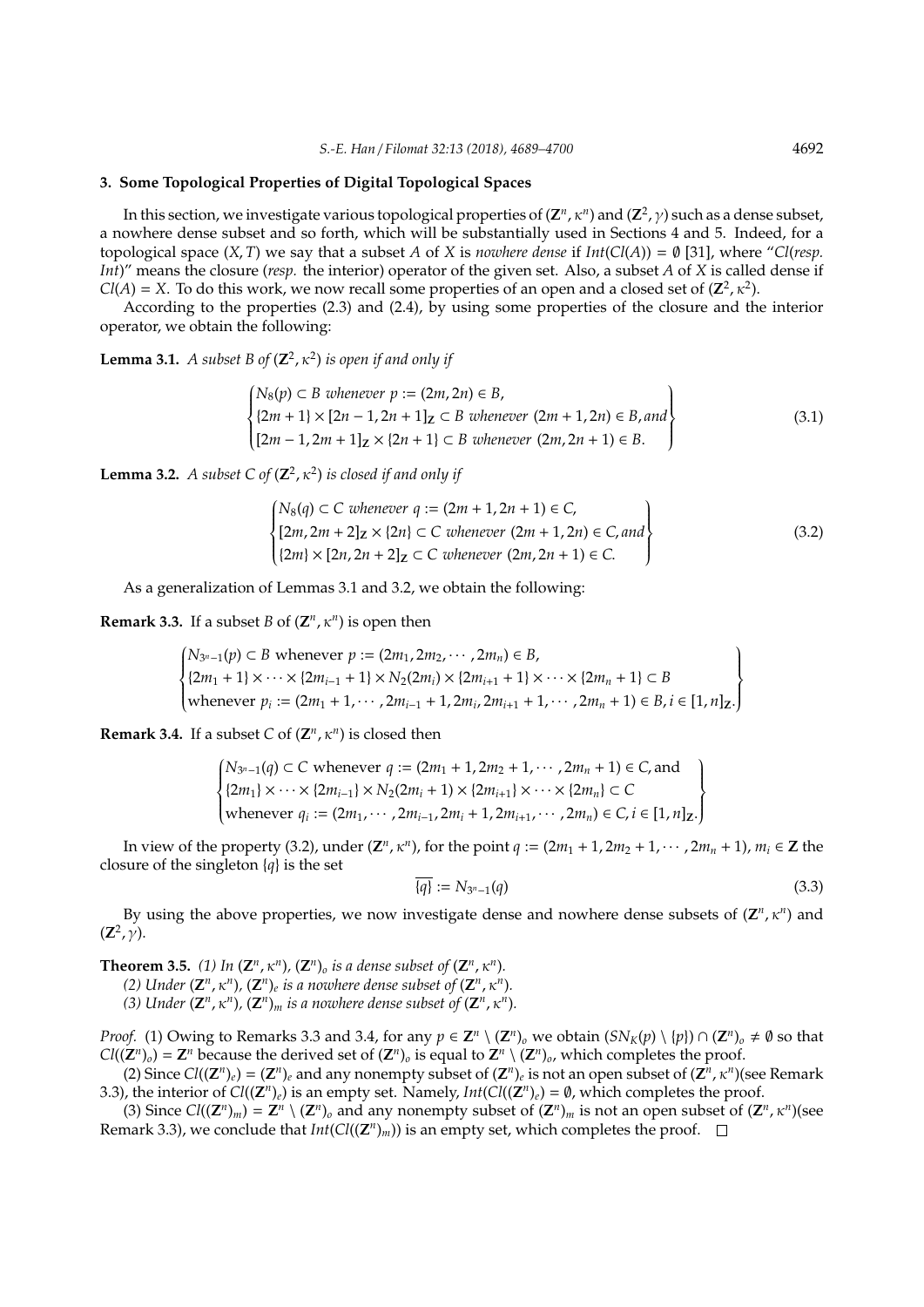## 3. Some Topological Properties of Digital Topological Spaces

In this section, we investigate various topological properties of $(\mathbf{Z}^n, \kappa^n)$ and $(\mathbf{Z}^2, \gamma)$ such as a dense subset, a nowhere dense subset and so forth, which will be substantially used in Sections 4 and 5. Indeed, for a topological space $(X, T)$ we say that a subset $A$ of $X$ is *nowhere dense* if $Int(Cl(A)) = \emptyset$ [31], where "$Cl$(*resp.* $Int$)" means the closure (*resp.* the interior) operator of the given set. Also, a subset $A$ of $X$ is called dense if $Cl(A) = X$. To do this work, we now recall some properties of an open and a closed set of $(\mathbf{Z}^2, \kappa^2)$.

According to the properties (2.3) and (2.4), by using some properties of the closure and the interior operator, we obtain the following:

**Lemma 3.1.** *A subset $B$ of $(\mathbf{Z}^2, \kappa^2)$ is open if and only if*

$$\begin{Bmatrix} N_8(p) \subset B \text{ whenever } p := (2m, 2n) \in B, \\ \{2m+1\} \times [2n-1, 2n+1]_{\mathbf{Z}} \subset B \text{ whenever } (2m+1, 2n) \in B, \text{and} \\ [2m-1, 2m+1]_{\mathbf{Z}} \times \{2n+1\} \subset B \text{ whenever } (2m, 2n+1) \in B. \end{Bmatrix} \tag{3.1}$$

**Lemma 3.2.** *A subset $C$ of $(\mathbf{Z}^2, \kappa^2)$ is closed if and only if*

$$\begin{Bmatrix} N_8(q) \subset C \text{ whenever } q := (2m+1, 2n+1) \in C, \\ [2m, 2m+2]_{\mathbf{Z}} \times \{2n\} \subset C \text{ whenever } (2m+1, 2n) \in C, \text{and} \\ \{2m\} \times [2n, 2n+2]_{\mathbf{Z}} \subset C \text{ whenever } (2m, 2n+1) \in C. \end{Bmatrix} \tag{3.2}$$

As a generalization of Lemmas 3.1 and 3.2, we obtain the following:

**Remark 3.3.** If a subset $B$ of $(\mathbf{Z}^n, \kappa^n)$ is open then

$$\begin{Bmatrix} N_{3^n-1}(p) \subset B \text{ whenever } p := (2m_1, 2m_2, \cdots, 2m_n) \in B, \\ \{2m_1+1\} \times \cdots \times \{2m_{i-1}+1\} \times N_2(2m_i) \times \{2m_{i+1}+1\} \times \cdots \times \{2m_n+1\} \subset B \\ \text{whenever } p_i := (2m_1+1, \cdots, 2m_{i-1}+1, 2m_i, 2m_{i+1}+1, \cdots, 2m_n+1) \in B, i \in [1, n]_{\mathbf{Z}}. \end{Bmatrix}$$

**Remark 3.4.** If a subset $C$ of $(\mathbf{Z}^n, \kappa^n)$ is closed then

$$\begin{Bmatrix} N_{3^n-1}(q) \subset C \text{ whenever } q := (2m_1+1, 2m_2+1, \cdots, 2m_n+1) \in C, \text{and} \\ \{2m_1\} \times \cdots \times \{2m_{i-1}\} \times N_2(2m_i+1) \times \{2m_{i+1}\} \times \cdots \times \{2m_n\} \subset C \\ \text{whenever } q_i := (2m_1, \cdots, 2m_{i-1}, 2m_i+1, 2m_{i+1}, \cdots, 2m_n) \in C, i \in [1, n]_{\mathbf{Z}}. \end{Bmatrix}$$

In view of the property (3.2), under $(\mathbf{Z}^n, \kappa^n)$, for the point $q := (2m_1+1, 2m_2+1, \cdots, 2m_n+1)$, $m_i \in \mathbf{Z}$ the closure of the singleton $\{q\}$ is the set

$$\overline{\{q\}} := N_{3^n-1}(q) \tag{3.3}$$

By using the above properties, we now investigate dense and nowhere dense subsets of $(\mathbf{Z}^n, \kappa^n)$ and $(\mathbf{Z}^2, \gamma)$.

**Theorem 3.5.** *(1) In $(\mathbf{Z}^n, \kappa^n)$, $(\mathbf{Z}^n)_o$ is a dense subset of $(\mathbf{Z}^n, \kappa^n)$.*

*(2) Under $(\mathbf{Z}^n, \kappa^n)$, $(\mathbf{Z}^n)_e$ is a nowhere dense subset of $(\mathbf{Z}^n, \kappa^n)$.*

*(3) Under $(\mathbf{Z}^n, \kappa^n)$, $(\mathbf{Z}^n)_m$ is a nowhere dense subset of $(\mathbf{Z}^n, \kappa^n)$.*

*Proof.* (1) Owing to Remarks 3.3 and 3.4, for any $p \in \mathbf{Z}^n \setminus (\mathbf{Z}^n)_o$ we obtain $(SN_K(p) \setminus \{p\}) \cap (\mathbf{Z}^n)_o \neq \emptyset$ so that $Cl((\mathbf{Z}^n)_o) = \mathbf{Z}^n$ because the derived set of $(\mathbf{Z}^n)_o$ is equal to $\mathbf{Z}^n \setminus (\mathbf{Z}^n)_o$, which completes the proof.

(2) Since $Cl((\mathbf{Z}^n)_e) = (\mathbf{Z}^n)_e$ and any nonempty subset of $(\mathbf{Z}^n)_e$ is not an open subset of $(\mathbf{Z}^n, \kappa^n)$(see Remark 3.3), the interior of $Cl((\mathbf{Z}^n)_e)$ is an empty set. Namely, $Int(Cl((\mathbf{Z}^n)_e) = \emptyset$, which completes the proof.

(3) Since $Cl((\mathbf{Z}^n)_m) = \mathbf{Z}^n \setminus (\mathbf{Z}^n)_o$ and any nonempty subset of $(\mathbf{Z}^n)_m$ is not an open subset of $(\mathbf{Z}^n, \kappa^n)$(see Remark 3.3), we conclude that $Int(Cl((\mathbf{Z}^n)_m))$ is an empty set, which completes the proof. $\square$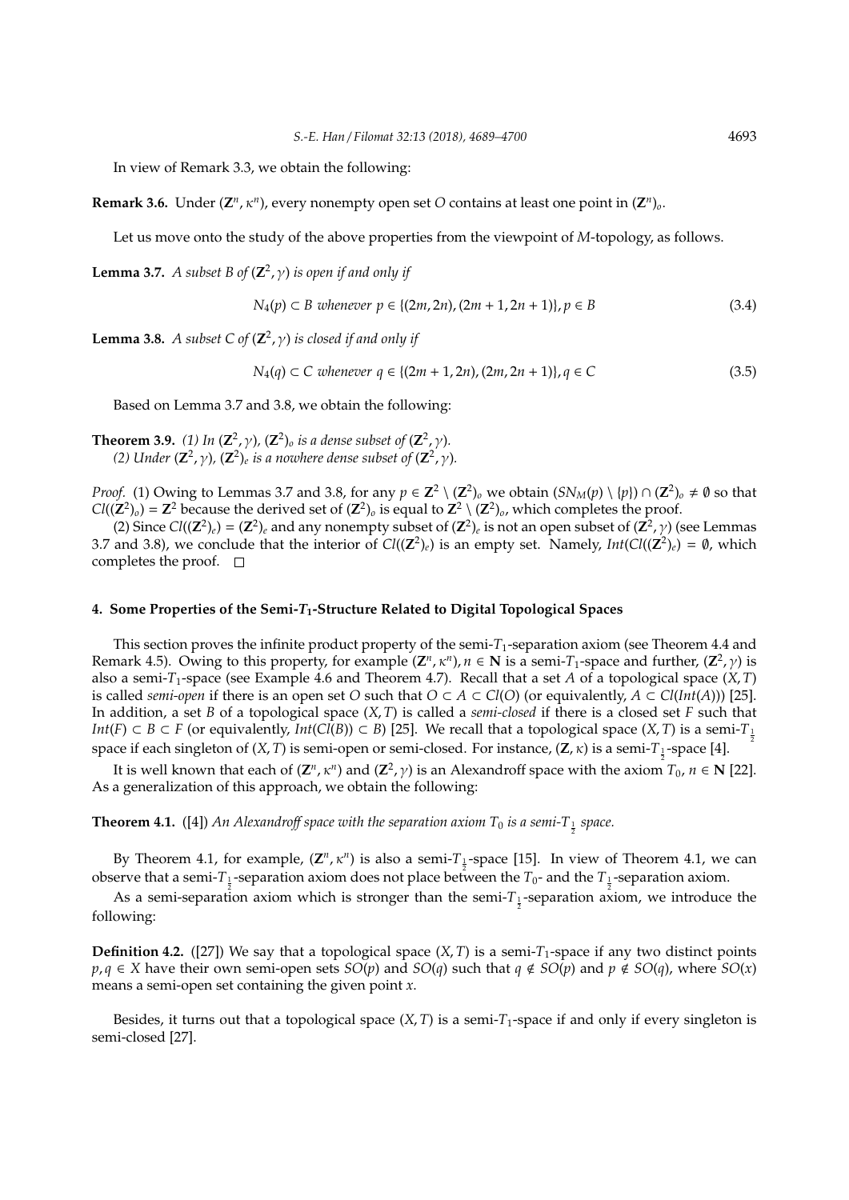In view of Remark 3.3, we obtain the following:

**Remark 3.6.** Under $(\mathbf{Z}^n, \kappa^n)$, every nonempty open set $O$ contains at least one point in $(\mathbf{Z}^n)_o$.

Let us move onto the study of the above properties from the viewpoint of $M$-topology, as follows.

**Lemma 3.7.** *A subset $B$ of $(\mathbf{Z}^2, \gamma)$ is open if and only if*

$$N_4(p) \subset B \text{ whenever } p \in \{(2m, 2n), (2m+1, 2n+1)\}, p \in B \tag{3.4}$$

**Lemma 3.8.** *A subset $C$ of $(\mathbf{Z}^2, \gamma)$ is closed if and only if*

$$N_4(q) \subset C \text{ whenever } q \in \{(2m+1, 2n), (2m, 2n+1)\}, q \in C \tag{3.5}$$

Based on Lemma 3.7 and 3.8, we obtain the following:

**Theorem 3.9.** *(1) In $(\mathbf{Z}^2, \gamma)$, $(\mathbf{Z}^2)_o$ is a dense subset of $(\mathbf{Z}^2, \gamma)$.*
*(2) Under $(\mathbf{Z}^2, \gamma)$, $(\mathbf{Z}^2)_e$ is a nowhere dense subset of $(\mathbf{Z}^2, \gamma)$.*

*Proof.* (1) Owing to Lemmas 3.7 and 3.8, for any $p \in \mathbf{Z}^2 \setminus (\mathbf{Z}^2)_o$ we obtain $(SN_M(p) \setminus \{p\}) \cap (\mathbf{Z}^2)_o \neq \emptyset$ so that $Cl((\mathbf{Z}^2)_o) = \mathbf{Z}^2$ because the derived set of $(\mathbf{Z}^2)_o$ is equal to $\mathbf{Z}^2 \setminus (\mathbf{Z}^2)_o$, which completes the proof.

(2) Since $Cl((\mathbf{Z}^2)_e) = (\mathbf{Z}^2)_e$ and any nonempty subset of $(\mathbf{Z}^2)_e$ is not an open subset of $(\mathbf{Z}^2, \gamma)$ (see Lemmas 3.7 and 3.8), we conclude that the interior of $Cl((\mathbf{Z}^2)_e)$ is an empty set. Namely, $Int(Cl((\mathbf{Z}^2)_e) = \emptyset$, which completes the proof. □

## 4. Some Properties of the Semi-$T_1$-Structure Related to Digital Topological Spaces

This section proves the infinite product property of the semi-$T_1$-separation axiom (see Theorem 4.4 and Remark 4.5). Owing to this property, for example $(\mathbf{Z}^n, \kappa^n), n \in \mathbf{N}$ is a semi-$T_1$-space and further, $(\mathbf{Z}^2, \gamma)$ is also a semi-$T_1$-space (see Example 4.6 and Theorem 4.7). Recall that a set $A$ of a topological space $(X, T)$ is called *semi-open* if there is an open set $O$ such that $O \subset A \subset Cl(O)$ (or equivalently, $A \subset Cl(Int(A))$) [25]. In addition, a set $B$ of a topological space $(X, T)$ is called a *semi-closed* if there is a closed set $F$ such that $Int(F) \subset B \subset F$ (or equivalently, $Int(Cl(B)) \subset B$) [25]. We recall that a topological space $(X, T)$ is a semi-$T_{\frac{1}{2}}$ space if each singleton of $(X, T)$ is semi-open or semi-closed. For instance, $(\mathbf{Z}, \kappa)$ is a semi-$T_{\frac{1}{2}}$-space [4].

It is well known that each of $(\mathbf{Z}^n, \kappa^n)$ and $(\mathbf{Z}^2, \gamma)$ is an Alexandroff space with the axiom $T_0$, $n \in \mathbf{N}$ [22]. As a generalization of this approach, we obtain the following:

**Theorem 4.1.** ([4]) *An Alexandroff space with the separation axiom $T_0$ is a semi-$T_{\frac{1}{2}}$ space.*

By Theorem 4.1, for example, $(\mathbf{Z}^n, \kappa^n)$ is also a semi-$T_{\frac{1}{2}}$-space [15]. In view of Theorem 4.1, we can observe that a semi-$T_{\frac{1}{2}}$-separation axiom does not place between the $T_0$- and the $T_{\frac{1}{2}}$-separation axiom.

As a semi-separation axiom which is stronger than the semi-$T_{\frac{1}{2}}$-separation axiom, we introduce the following:

**Definition 4.2.** ([27]) We say that a topological space $(X, T)$ is a semi-$T_1$-space if any two distinct points $p, q \in X$ have their own semi-open sets $SO(p)$ and $SO(q)$ such that $q \notin SO(p)$ and $p \notin SO(q)$, where $SO(x)$ means a semi-open set containing the given point $x$.

Besides, it turns out that a topological space $(X, T)$ is a semi-$T_1$-space if and only if every singleton is semi-closed [27].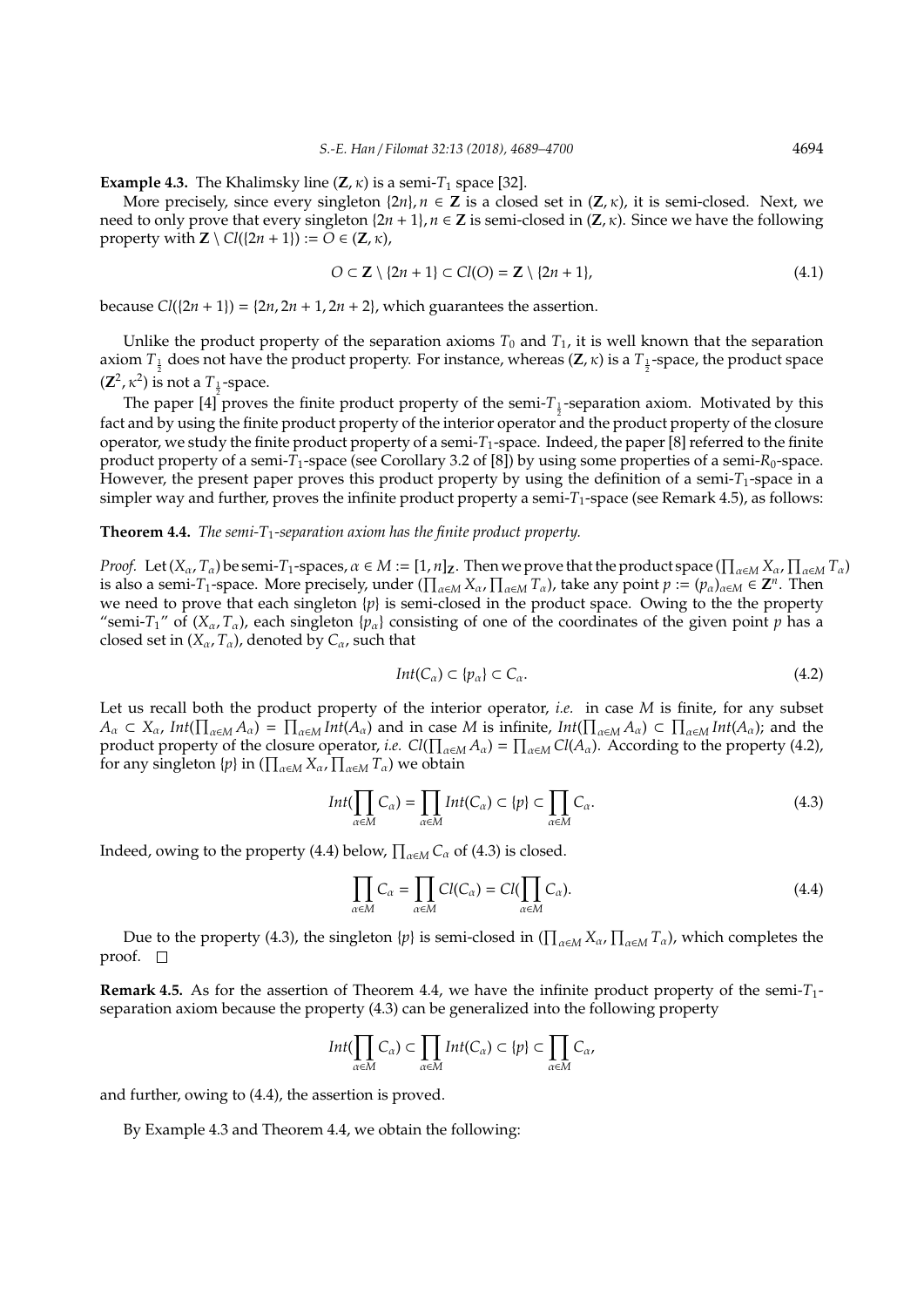**Example 4.3.** The Khalimsky line $(\mathbf{Z}, \kappa)$ is a semi-$T_1$ space [32].

More precisely, since every singleton $\{2n\}, n \in \mathbf{Z}$ is a closed set in $(\mathbf{Z}, \kappa)$, it is semi-closed. Next, we need to only prove that every singleton $\{2n+1\}, n \in \mathbf{Z}$ is semi-closed in $(\mathbf{Z}, \kappa)$. Since we have the following property with $\mathbf{Z} \setminus Cl(\{2n+1\}) := O \in (\mathbf{Z}, \kappa)$,

$$O \subset \mathbf{Z} \setminus \{2n+1\} \subset Cl(O) = \mathbf{Z} \setminus \{2n+1\}, \tag{4.1}$$

because $Cl(\{2n+1\}) = \{2n, 2n+1, 2n+2\}$, which guarantees the assertion.

Unlike the product property of the separation axioms $T_0$ and $T_1$, it is well known that the separation axiom $T_{\frac{1}{2}}$ does not have the product property. For instance, whereas $(\mathbf{Z}, \kappa)$ is a $T_{\frac{1}{2}}$-space, the product space $(\mathbf{Z}^2, \kappa^2)$ is not a $T_{\frac{1}{2}}$-space.

The paper [4] proves the finite product property of the semi-$T_{\frac{1}{2}}$-separation axiom. Motivated by this fact and by using the finite product property of the interior operator and the product property of the closure operator, we study the finite product property of a semi-$T_1$-space. Indeed, the paper [8] referred to the finite product property of a semi-$T_1$-space (see Corollary 3.2 of [8]) by using some properties of a semi-$R_0$-space. However, the present paper proves this product property by using the definition of a semi-$T_1$-space in a simpler way and further, proves the infinite product property a semi-$T_1$-space (see Remark 4.5), as follows:

**Theorem 4.4.** *The semi-$T_1$-separation axiom has the finite product property.*

*Proof.* Let $(X_\alpha, T_\alpha)$ be semi-$T_1$-spaces, $\alpha \in M := [1, n]_{\mathbf{Z}}$. Then we prove that the product space $(\prod_{\alpha \in M} X_\alpha, \prod_{\alpha \in M} T_\alpha)$ is also a semi-$T_1$-space. More precisely, under $(\prod_{\alpha \in M} X_\alpha, \prod_{\alpha \in M} T_\alpha)$, take any point $p := (p_\alpha)_{\alpha \in M} \in \mathbf{Z}^n$. Then we need to prove that each singleton $\{p\}$ is semi-closed in the product space. Owing to the the property "semi-$T_1$" of $(X_\alpha, T_\alpha)$, each singleton $\{p_\alpha\}$ consisting of one of the coordinates of the given point $p$ has a closed set in $(X_\alpha, T_\alpha)$, denoted by $C_\alpha$, such that

$$Int(C_\alpha) \subset \{p_\alpha\} \subset C_\alpha. \tag{4.2}$$

Let us recall both the product property of the interior operator, *i.e.* in case $M$ is finite, for any subset $A_\alpha \subset X_\alpha$, $Int(\prod_{\alpha \in M} A_\alpha) = \prod_{\alpha \in M} Int(A_\alpha)$ and in case $M$ is infinite, $Int(\prod_{\alpha \in M} A_\alpha) \subset \prod_{\alpha \in M} Int(A_\alpha)$; and the product property of the closure operator, *i.e.* $Cl(\prod_{\alpha \in M} A_\alpha) = \prod_{\alpha \in M} Cl(A_\alpha)$. According to the property (4.2), for any singleton $\{p\}$ in $(\prod_{\alpha \in M} X_\alpha, \prod_{\alpha \in M} T_\alpha)$ we obtain

$$Int(\prod_{\alpha \in M} C_\alpha) = \prod_{\alpha \in M} Int(C_\alpha) \subset \{p\} \subset \prod_{\alpha \in M} C_\alpha. \tag{4.3}$$

Indeed, owing to the property (4.4) below, $\prod_{\alpha \in M} C_\alpha$ of (4.3) is closed.

$$\prod_{\alpha \in M} C_\alpha = \prod_{\alpha \in M} Cl(C_\alpha) = Cl(\prod_{\alpha \in M} C_\alpha). \tag{4.4}$$

Due to the property (4.3), the singleton $\{p\}$ is semi-closed in $(\prod_{\alpha \in M} X_\alpha, \prod_{\alpha \in M} T_\alpha)$, which completes the proof. $\square$

**Remark 4.5.** As for the assertion of Theorem 4.4, we have the infinite product property of the semi-$T_1$-separation axiom because the property (4.3) can be generalized into the following property

$$Int(\prod_{\alpha \in M} C_\alpha) \subset \prod_{\alpha \in M} Int(C_\alpha) \subset \{p\} \subset \prod_{\alpha \in M} C_\alpha,$$

and further, owing to (4.4), the assertion is proved.

By Example 4.3 and Theorem 4.4, we obtain the following: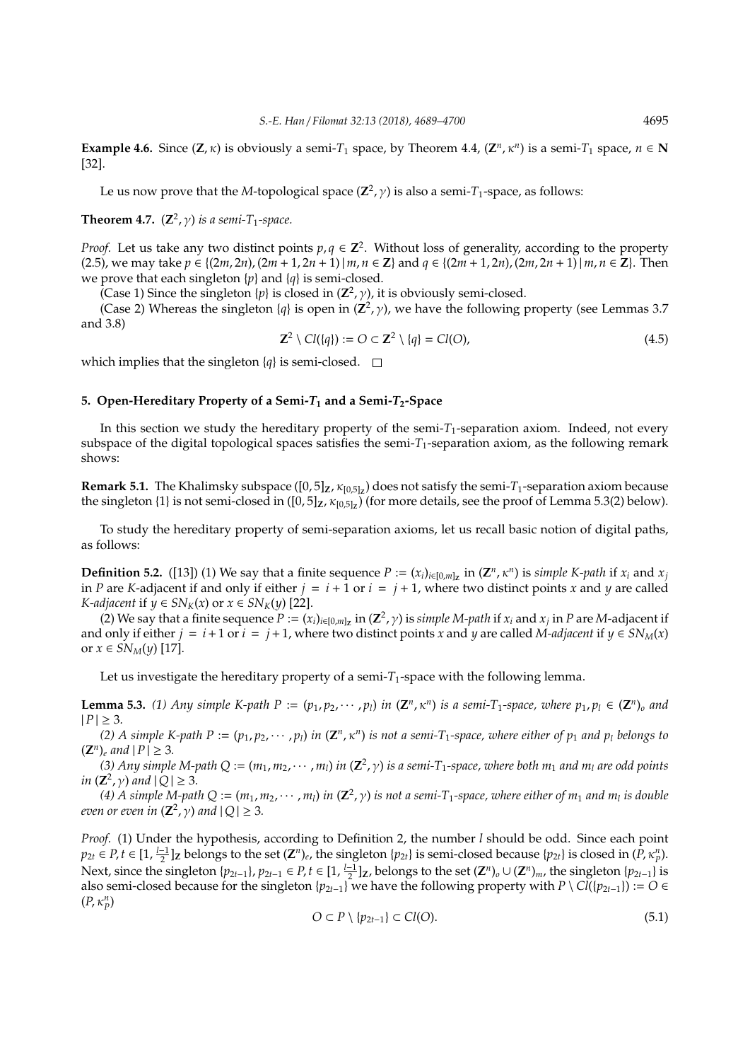**Example 4.6.** Since $(\mathbf{Z}, \kappa)$ is obviously a semi-$T_1$ space, by Theorem 4.4, $(\mathbf{Z}^n, \kappa^n)$ is a semi-$T_1$ space, $n \in \mathbf{N}$ [32].

Le us now prove that the $M$-topological space $(\mathbf{Z}^2, \gamma)$ is also a semi-$T_1$-space, as follows:

**Theorem 4.7.** *$(\mathbf{Z}^2, \gamma)$ is a semi-$T_1$-space.*

*Proof.* Let us take any two distinct points $p, q \in \mathbf{Z}^2$. Without loss of generality, according to the property (2.5), we may take $p \in \{(2m, 2n), (2m+1, 2n+1) \,|\, m, n \in \mathbf{Z}\}$ and $q \in \{(2m+1, 2n), (2m, 2n+1) \,|\, m, n \in \mathbf{Z}\}$. Then we prove that each singleton $\{p\}$ and $\{q\}$ is semi-closed.

(Case 1) Since the singleton $\{p\}$ is closed in $(\mathbf{Z}^2, \gamma)$, it is obviously semi-closed.

(Case 2) Whereas the singleton $\{q\}$ is open in $(\mathbf{Z}^2, \gamma)$, we have the following property (see Lemmas 3.7 and 3.8)

$$\mathbf{Z}^2 \setminus Cl(\{q\}) := O \subset \mathbf{Z}^2 \setminus \{q\} = Cl(O), \tag{4.5}$$

which implies that the singleton $\{q\}$ is semi-closed. $\square$

## 5. Open-Hereditary Property of a Semi-$T_1$ and a Semi-$T_2$-Space

In this section we study the hereditary property of the semi-$T_1$-separation axiom. Indeed, not every subspace of the digital topological spaces satisfies the semi-$T_1$-separation axiom, as the following remark shows:

**Remark 5.1.** The Khalimsky subspace $([0,5]_{\mathbf{Z}}, \kappa_{[0,5]_{\mathbf{Z}}})$ does not satisfy the semi-$T_1$-separation axiom because the singleton $\{1\}$ is not semi-closed in $([0,5]_{\mathbf{Z}}, \kappa_{[0,5]_{\mathbf{Z}}})$ (for more details, see the proof of Lemma 5.3(2) below).

To study the hereditary property of semi-separation axioms, let us recall basic notion of digital paths, as follows:

**Definition 5.2.** ([13]) (1) We say that a finite sequence $P := (x_i)_{i \in [0,m]_{\mathbf{Z}}}$ in $(\mathbf{Z}^n, \kappa^n)$ is *simple K-path* if $x_i$ and $x_j$ in $P$ are $K$-adjacent if and only if either $j = i+1$ or $i = j+1$, where two distinct points $x$ and $y$ are called *K-adjacent* if $y \in SN_K(x)$ or $x \in SN_K(y)$ [22].

(2) We say that a finite sequence $P := (x_i)_{i \in [0,m]_{\mathbf{Z}}}$ in $(\mathbf{Z}^2, \gamma)$ is *simple M-path* if $x_i$ and $x_j$ in $P$ are $M$-adjacent if and only if either $j = i+1$ or $i = j+1$, where two distinct points $x$ and $y$ are called *M-adjacent* if $y \in SN_M(x)$ or $x \in SN_M(y)$ [17].

Let us investigate the hereditary property of a semi-$T_1$-space with the following lemma.

**Lemma 5.3.** *(1) Any simple K-path $P := (p_1, p_2, \cdots, p_l)$ in $(\mathbf{Z}^n, \kappa^n)$ is a semi-$T_1$-space, where $p_1, p_l \in (\mathbf{Z}^n)_o$ and $|P| \geq 3$.*

*(2) A simple K-path $P := (p_1, p_2, \cdots, p_l)$ in $(\mathbf{Z}^n, \kappa^n)$ is not a semi-$T_1$-space, where either of $p_1$ and $p_l$ belongs to $(\mathbf{Z}^n)_e$ and $|P| \geq 3$.*

*(3) Any simple M-path $Q := (m_1, m_2, \cdots, m_l)$ in $(\mathbf{Z}^2, \gamma)$ is a semi-$T_1$-space, where both $m_1$ and $m_l$ are odd points in $(\mathbf{Z}^2, \gamma)$ and $|Q| \geq 3$.*

*(4) A simple M-path $Q := (m_1, m_2, \cdots, m_l)$ in $(\mathbf{Z}^2, \gamma)$ is not a semi-$T_1$-space, where either of $m_1$ and $m_l$ is double even or even in $(\mathbf{Z}^2, \gamma)$ and $|Q| \geq 3$.*

*Proof.* (1) Under the hypothesis, according to Definition 2, the number $l$ should be odd. Since each point $p_{2t} \in P, t \in [1, \frac{l-1}{2}]_{\mathbf{Z}}$ belongs to the set $(\mathbf{Z}^n)_e$, the singleton $\{p_{2t}\}$ is semi-closed because $\{p_{2t}\}$ is closed in $(P, \kappa_P^n)$. Next, since the singleton $\{p_{2t-1}\}$, $p_{2t-1} \in P, t \in [1, \frac{l-1}{2}]_{\mathbf{Z}}$, belongs to the set $(\mathbf{Z}^n)_o \cup (\mathbf{Z}^n)_m$, the singleton $\{p_{2t-1}\}$ is also semi-closed because for the singleton $\{p_{2t-1}\}$ we have the following property with $P \setminus Cl(\{p_{2t-1}\}) := O \in (P, \kappa_P^n)$

$$O \subset P \setminus \{p_{2t-1}\} \subset Cl(O). \tag{5.1}$$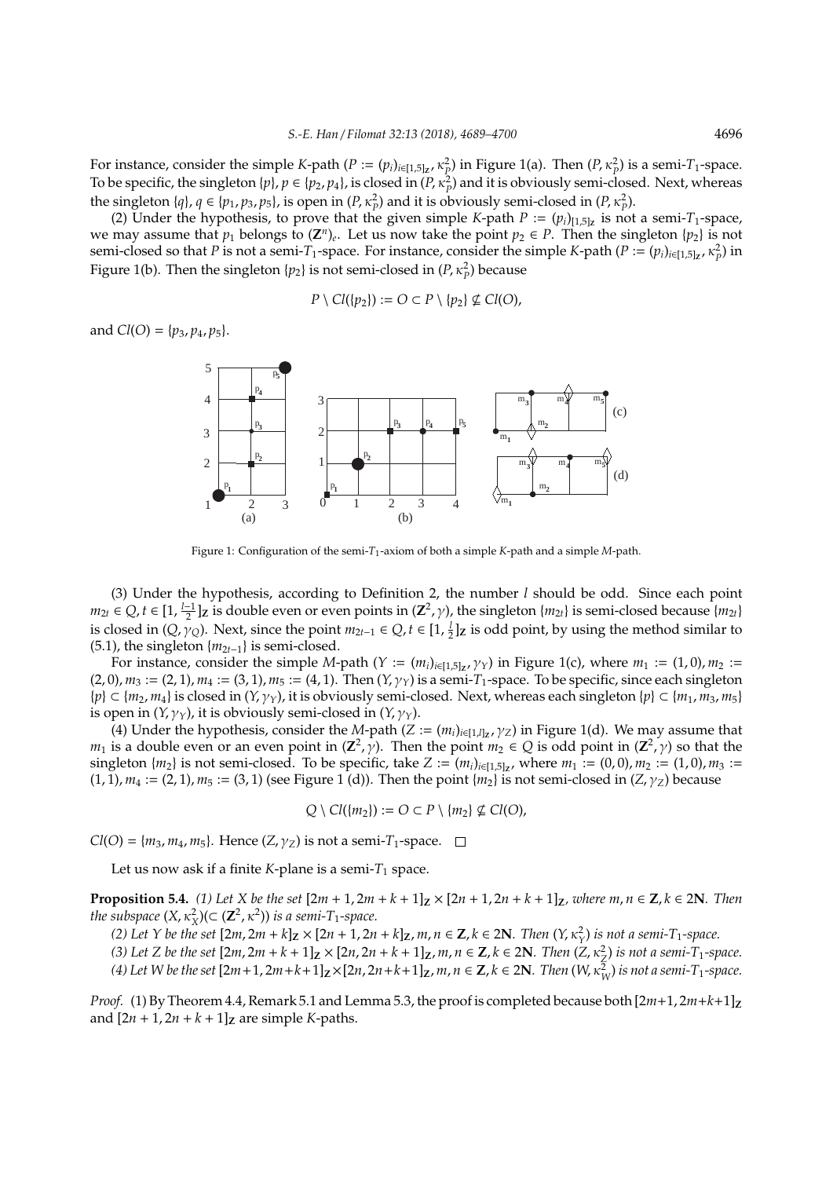For instance, consider the simple $K$-path $(P := (p_i)_{i\in[1,5]_{\mathbf{Z}}}, \kappa_P^2)$ in Figure 1(a). Then $(P, \kappa_P^2)$ is a semi-$T_1$-space. To be specific, the singleton $\{p\}$, $p \in \{p_2, p_4\}$, is closed in $(P, \kappa_P^2)$ and it is obviously semi-closed. Next, whereas the singleton $\{q\}$, $q \in \{p_1, p_3, p_5\}$, is open in $(P, \kappa_P^2)$ and it is obviously semi-closed in $(P, \kappa_P^2)$.

(2) Under the hypothesis, to prove that the given simple $K$-path $P := (p_i)_{[1,5]_{\mathbf{Z}}}$ is not a semi-$T_1$-space, we may assume that $p_1$ belongs to $(\mathbf{Z}^n)_e$. Let us now take the point $p_2 \in P$. Then the singleton $\{p_2\}$ is not semi-closed so that $P$ is not a semi-$T_1$-space. For instance, consider the simple $K$-path $(P := (p_i)_{i\in[1,5]_{\mathbf{Z}}}, \kappa_P^2)$ in Figure 1(b). Then the singleton $\{p_2\}$ is not semi-closed in $(P, \kappa_P^2)$ because

$$P \setminus Cl(\{p_2\}) := O \subset P \setminus \{p_2\} \nsubseteq Cl(O),$$

and $Cl(O) = \{p_3, p_4, p_5\}$.

Figure 1: Configuration of the semi-$T_1$-axiom of both a simple $K$-path and a simple $M$-path.

(3) Under the hypothesis, according to Definition 2, the number $l$ should be odd. Since each point $m_{2t} \in Q, t \in [1, \frac{l-1}{2}]_{\mathbf{Z}}$ is double even or even points in $(\mathbf{Z}^2, \gamma)$, the singleton $\{m_{2t}\}$ is semi-closed because $\{m_{2t}\}$ is closed in $(Q, \gamma_Q)$. Next, since the point $m_{2t-1} \in Q, t \in [1, \frac{l}{2}]_{\mathbf{Z}}$ is odd point, by using the method similar to (5.1), the singleton $\{m_{2t-1}\}$ is semi-closed.

For instance, consider the simple $M$-path $(Y := (m_i)_{i\in[1,5]_{\mathbf{Z}}}, \gamma_Y)$ in Figure 1(c), where $m_1 := (1, 0), m_2 := (2, 0), m_3 := (2, 1), m_4 := (3, 1), m_5 := (4, 1)$. Then $(Y, \gamma_Y)$ is a semi-$T_1$-space. To be specific, since each singleton $\{p\} \subset \{m_2, m_4\}$ is closed in $(Y, \gamma_Y)$, it is obviously semi-closed. Next, whereas each singleton $\{p\} \subset \{m_1, m_3, m_5\}$ is open in $(Y, \gamma_Y)$, it is obviously semi-closed in $(Y, \gamma_Y)$.

(4) Under the hypothesis, consider the $M$-path $(Z := (m_i)_{i\in[1,l]_{\mathbf{Z}}}, \gamma_Z)$ in Figure 1(d). We may assume that $m_1$ is a double even or an even point in $(\mathbf{Z}^2, \gamma)$. Then the point $m_2 \in Q$ is odd point in $(\mathbf{Z}^2, \gamma)$ so that the singleton $\{m_2\}$ is not semi-closed. To be specific, take $Z := (m_i)_{i\in[1,5]_{\mathbf{Z}}}$, where $m_1 := (0, 0), m_2 := (1, 0), m_3 := (1, 1), m_4 := (2, 1), m_5 := (3, 1)$ (see Figure 1 (d)). Then the point $\{m_2\}$ is not semi-closed in $(Z, \gamma_Z)$ because

$$Q \setminus Cl(\{m_2\}) := O \subset P \setminus \{m_2\} \nsubseteq Cl(O),$$

$Cl(O) = \{m_3, m_4, m_5\}$. Hence $(Z, \gamma_Z)$ is not a semi-$T_1$-space. $\square$

Let us now ask if a finite $K$-plane is a semi-$T_1$ space.

**Proposition 5.4.** *(1) Let $X$ be the set $[2m + 1, 2m + k + 1]_{\mathbf{Z}} \times [2n + 1, 2n + k + 1]_{\mathbf{Z}}$, where $m, n \in \mathbf{Z}, k \in 2\mathbf{N}$. Then the subspace $(X, \kappa_X^2)(\subset (\mathbf{Z}^2, \kappa^2))$ is a semi-$T_1$-space.*

*(2) Let $Y$ be the set $[2m, 2m + k]_{\mathbf{Z}} \times [2n + 1, 2n + k]_{\mathbf{Z}}, m, n \in \mathbf{Z}, k \in 2\mathbf{N}$. Then $(Y, \kappa_Y^2)$ is not a semi-$T_1$-space.*

*(3) Let $Z$ be the set $[2m, 2m + k + 1]_{\mathbf{Z}} \times [2n, 2n + k + 1]_{\mathbf{Z}}, m, n \in \mathbf{Z}, k \in 2\mathbf{N}$. Then $(Z, \kappa_Z^2)$ is not a semi-$T_1$-space.*

*(4) Let $W$ be the set $[2m+1, 2m+k+1]_{\mathbf{Z}} \times [2n, 2n+k+1]_{\mathbf{Z}}, m, n \in \mathbf{Z}, k \in 2\mathbf{N}$. Then $(W, \kappa_W^2)$ is not a semi-$T_1$-space.*

*Proof.* (1) By Theorem 4.4, Remark 5.1 and Lemma 5.3, the proof is completed because both $[2m+1, 2m+k+1]_{\mathbf{Z}}$ and $[2n + 1, 2n + k + 1]_{\mathbf{Z}}$ are simple $K$-paths.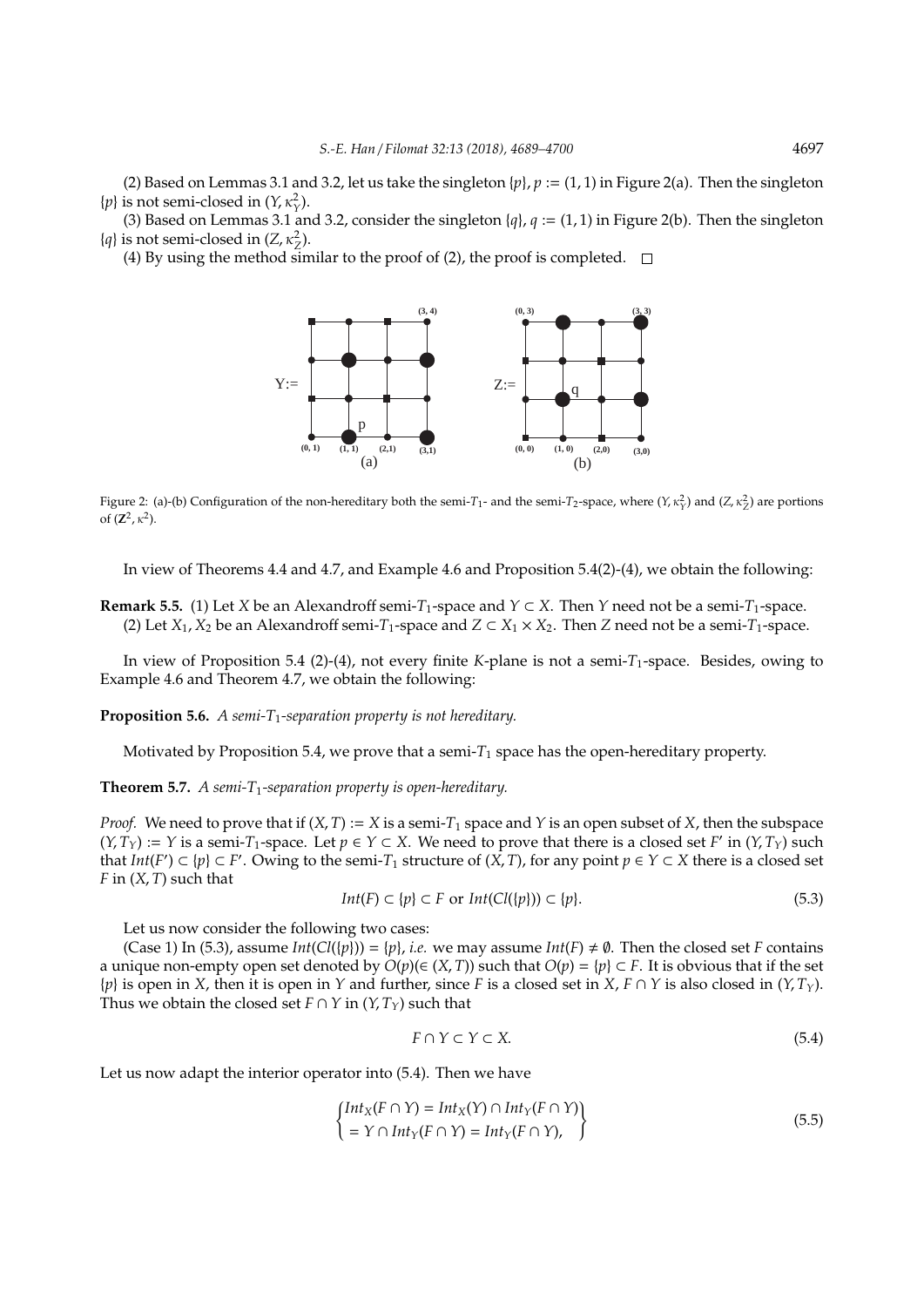(2) Based on Lemmas 3.1 and 3.2, let us take the singleton $\{p\}$, $p := (1, 1)$ in Figure 2(a). Then the singleton $\{p\}$ is not semi-closed in $(Y, \kappa_Y^2)$.

(3) Based on Lemmas 3.1 and 3.2, consider the singleton $\{q\}$, $q := (1, 1)$ in Figure 2(b). Then the singleton $\{q\}$ is not semi-closed in $(Z, \kappa_Z^2)$.

(4) By using the method similar to the proof of (2), the proof is completed. □

Figure 2: (a)-(b) Configuration of the non-hereditary both the semi-$T_1$- and the semi-$T_2$-space, where $(Y, \kappa_Y^2)$ and $(Z, \kappa_Z^2)$ are portions of $(\mathbf{Z}^2, \kappa^2)$.

In view of Theorems 4.4 and 4.7, and Example 4.6 and Proposition 5.4(2)-(4), we obtain the following:

**Remark 5.5.** (1) Let $X$ be an Alexandroff semi-$T_1$-space and $Y \subset X$. Then $Y$ need not be a semi-$T_1$-space.
(2) Let $X_1, X_2$ be an Alexandroff semi-$T_1$-space and $Z \subset X_1 \times X_2$. Then $Z$ need not be a semi-$T_1$-space.

In view of Proposition 5.4 (2)-(4), not every finite $K$-plane is not a semi-$T_1$-space. Besides, owing to Example 4.6 and Theorem 4.7, we obtain the following:

**Proposition 5.6.** *A semi-$T_1$-separation property is not hereditary.*

Motivated by Proposition 5.4, we prove that a semi-$T_1$ space has the open-hereditary property.

**Theorem 5.7.** *A semi-$T_1$-separation property is open-hereditary.*

*Proof.* We need to prove that if $(X, T) := X$ is a semi-$T_1$ space and $Y$ is an open subset of $X$, then the subspace $(Y, T_Y) := Y$ is a semi-$T_1$-space. Let $p \in Y \subset X$. We need to prove that there is a closed set $F'$ in $(Y, T_Y)$ such that $Int(F') \subset \{p\} \subset F'$. Owing to the semi-$T_1$ structure of $(X, T)$, for any point $p \in Y \subset X$ there is a closed set $F$ in $(X, T)$ such that

$$Int(F) \subset \{p\} \subset F \text{ or } Int(Cl(\{p\})) \subset \{p\}. \tag{5.3}$$

Let us now consider the following two cases:

(Case 1) In (5.3), assume $Int(Cl(\{p\})) = \{p\}$, *i.e.* we may assume $Int(F) \neq \emptyset$. Then the closed set $F$ contains a unique non-empty open set denoted by $O(p)(\in (X, T))$ such that $O(p) = \{p\} \subset F$. It is obvious that if the set $\{p\}$ is open in $X$, then it is open in $Y$ and further, since $F$ is a closed set in $X$, $F \cap Y$ is also closed in $(Y, T_Y)$. Thus we obtain the closed set $F \cap Y$ in $(Y, T_Y)$ such that

$$F \cap Y \subset Y \subset X. \tag{5.4}$$

Let us now adapt the interior operator into (5.4). Then we have

$$\left\{\begin{array}{l} Int_X(F \cap Y) = Int_X(Y) \cap Int_Y(F \cap Y) \\ = Y \cap Int_Y(F \cap Y) = Int_Y(F \cap Y), \end{array}\right\} \tag{5.5}$$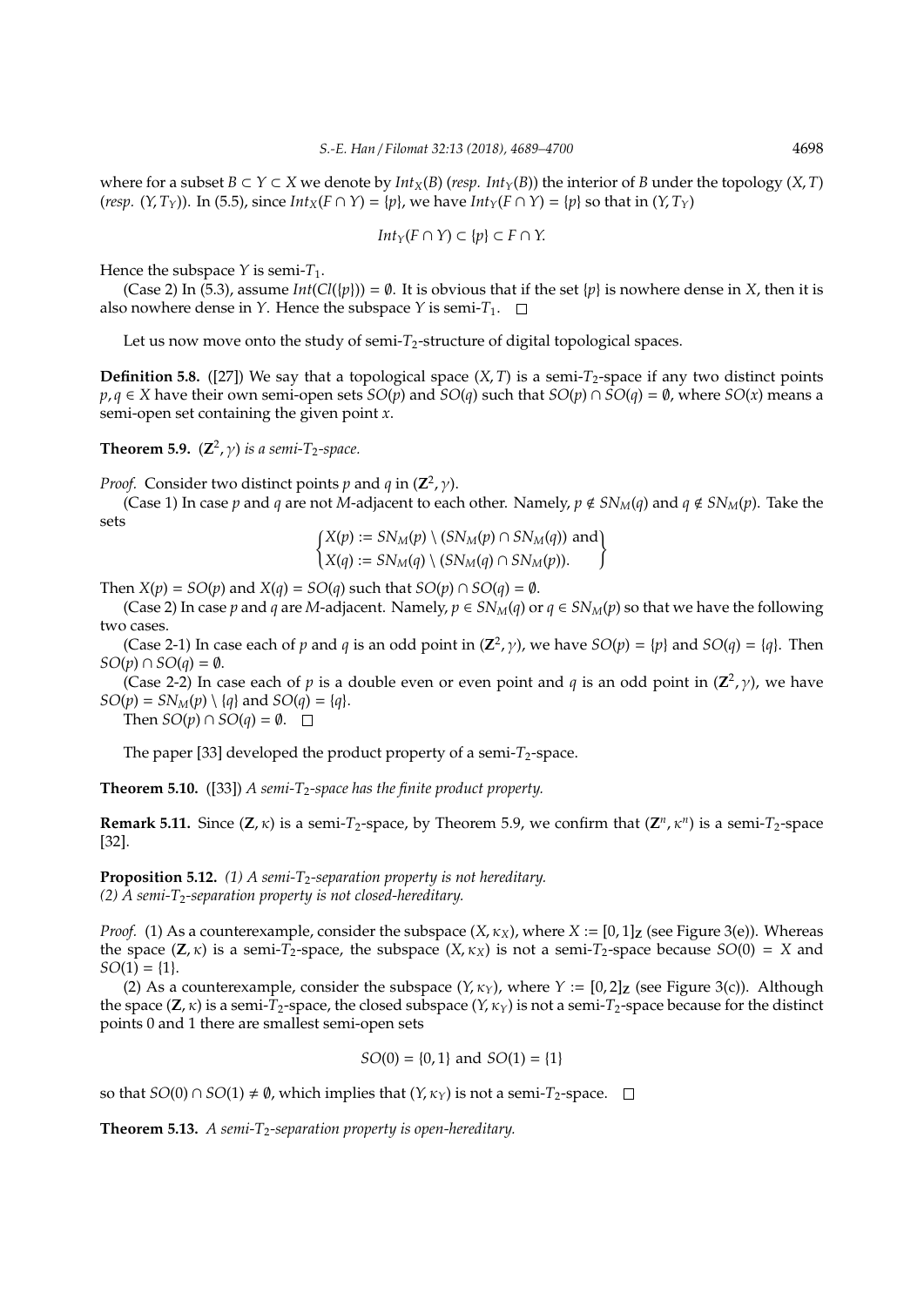where for a subset $B \subset Y \subset X$ we denote by $Int_X(B)$ (*resp.* $Int_Y(B)$) the interior of $B$ under the topology $(X, T)$ (*resp.* $(Y, T_Y)$). In (5.5), since $Int_X(F \cap Y) = \{p\}$, we have $Int_Y(F \cap Y) = \{p\}$ so that in $(Y, T_Y)$

$$Int_Y(F \cap Y) \subset \{p\} \subset F \cap Y.$$

Hence the subspace $Y$ is semi-$T_1$.

(Case 2) In (5.3), assume $Int(Cl(\{p\})) = \emptyset$. It is obvious that if the set $\{p\}$ is nowhere dense in $X$, then it is also nowhere dense in $Y$. Hence the subspace $Y$ is semi-$T_1$. □

Let us now move onto the study of semi-$T_2$-structure of digital topological spaces.

**Definition 5.8.** ([27]) We say that a topological space $(X, T)$ is a semi-$T_2$-space if any two distinct points $p, q \in X$ have their own semi-open sets $SO(p)$ and $SO(q)$ such that $SO(p) \cap SO(q) = \emptyset$, where $SO(x)$ means a semi-open set containing the given point $x$.

**Theorem 5.9.** *$(\mathbf{Z}^2, \gamma)$ is a semi-$T_2$-space.*

*Proof.* Consider two distinct points $p$ and $q$ in $(\mathbf{Z}^2, \gamma)$.

(Case 1) In case $p$ and $q$ are not $M$-adjacent to each other. Namely, $p \notin SN_M(q)$ and $q \notin SN_M(p)$. Take the sets

$$\begin{Bmatrix} X(p) := SN_M(p) \setminus (SN_M(p) \cap SN_M(q)) \text{ and} \\ X(q) := SN_M(q) \setminus (SN_M(q) \cap SN_M(p)). \end{Bmatrix}$$

Then $X(p) = SO(p)$ and $X(q) = SO(q)$ such that $SO(p) \cap SO(q) = \emptyset$.

(Case 2) In case $p$ and $q$ are $M$-adjacent. Namely, $p \in SN_M(q)$ or $q \in SN_M(p)$ so that we have the following two cases.

(Case 2-1) In case each of $p$ and $q$ is an odd point in $(\mathbf{Z}^2, \gamma)$, we have $SO(p) = \{p\}$ and $SO(q) = \{q\}$. Then $SO(p) \cap SO(q) = \emptyset$.

(Case 2-2) In case each of $p$ is a double even or even point and $q$ is an odd point in $(\mathbf{Z}^2, \gamma)$, we have $SO(p) = SN_M(p) \setminus \{q\}$ and $SO(q) = \{q\}$.

Then $SO(p) \cap SO(q) = \emptyset$. □

The paper [33] developed the product property of a semi-$T_2$-space.

**Theorem 5.10.** ([33]) *A semi-$T_2$-space has the finite product property.*

**Remark 5.11.** Since $(\mathbf{Z}, \kappa)$ is a semi-$T_2$-space, by Theorem 5.9, we confirm that $(\mathbf{Z}^n, \kappa^n)$ is a semi-$T_2$-space [32].

**Proposition 5.12.** *(1) A semi-$T_2$-separation property is not hereditary.*
*(2) A semi-$T_2$-separation property is not closed-hereditary.*

*Proof.* (1) As a counterexample, consider the subspace $(X, \kappa_X)$, where $X := [0, 1]_{\mathbf{Z}}$ (see Figure 3(e)). Whereas the space $(\mathbf{Z}, \kappa)$ is a semi-$T_2$-space, the subspace $(X, \kappa_X)$ is not a semi-$T_2$-space because $SO(0) = X$ and $SO(1) = \{1\}$.

(2) As a counterexample, consider the subspace $(Y, \kappa_Y)$, where $Y := [0, 2]_{\mathbf{Z}}$ (see Figure 3(c)). Although the space $(\mathbf{Z}, \kappa)$ is a semi-$T_2$-space, the closed subspace $(Y, \kappa_Y)$ is not a semi-$T_2$-space because for the distinct points 0 and 1 there are smallest semi-open sets

$$SO(0) = \{0, 1\} \text{ and } SO(1) = \{1\}$$

so that $SO(0) \cap SO(1) \neq \emptyset$, which implies that $(Y, \kappa_Y)$ is not a semi-$T_2$-space. □

**Theorem 5.13.** *A semi-$T_2$-separation property is open-hereditary.*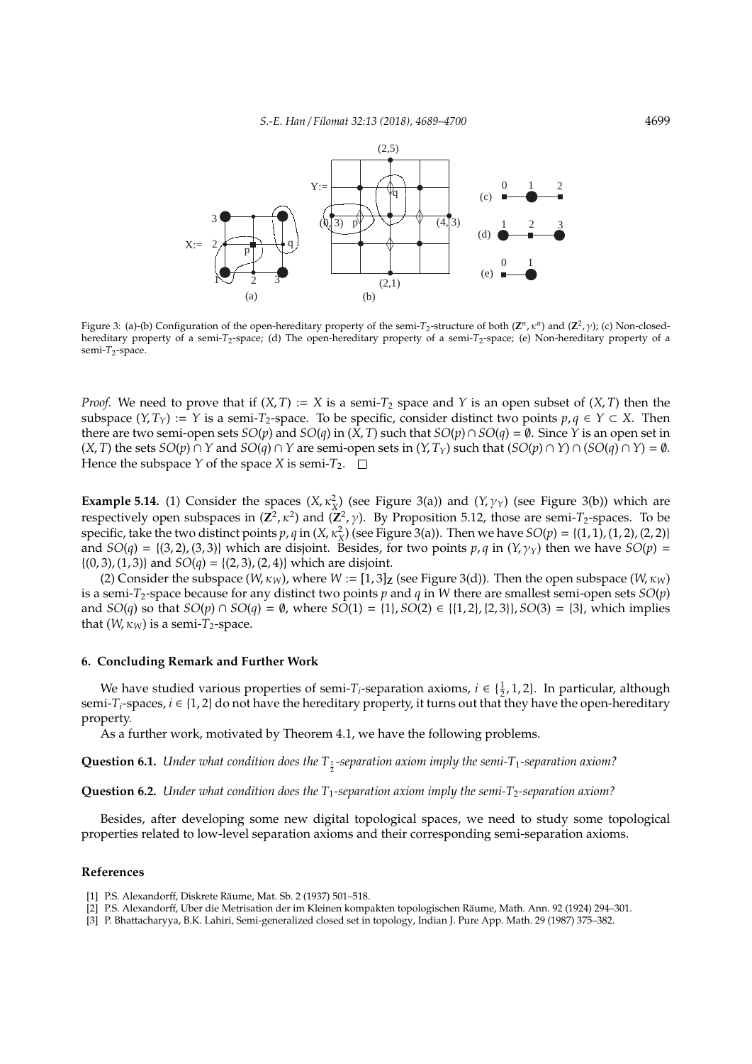Figure 3: (a)-(b) Configuration of the open-hereditary property of the semi-$T_2$-structure of both $(\mathbf{Z}^n, \kappa^n)$ and $(\mathbf{Z}^2, \gamma)$; (c) Non-closed-hereditary property of a semi-$T_2$-space; (d) The open-hereditary property of a semi-$T_2$-space; (e) Non-hereditary property of a semi-$T_2$-space.

*Proof.* We need to prove that if $(X, T) := X$ is a semi-$T_2$ space and $Y$ is an open subset of $(X, T)$ then the subspace $(Y, T_Y) := Y$ is a semi-$T_2$-space. To be specific, consider distinct two points $p, q \in Y \subset X$. Then there are two semi-open sets $SO(p)$ and $SO(q)$ in $(X, T)$ such that $SO(p) \cap SO(q) = \emptyset$. Since $Y$ is an open set in $(X, T)$ the sets $SO(p) \cap Y$ and $SO(q) \cap Y$ are semi-open sets in $(Y, T_Y)$ such that $(SO(p) \cap Y) \cap (SO(q) \cap Y) = \emptyset$. Hence the subspace $Y$ of the space $X$ is semi-$T_2$. □

**Example 5.14.** (1) Consider the spaces $(X, \kappa^2_X)$ (see Figure 3(a)) and $(Y, \gamma_Y)$ (see Figure 3(b)) which are respectively open subspaces in $(\mathbf{Z}^2, \kappa^2)$ and $(\mathbf{Z}^2, \gamma)$. By Proposition 5.12, those are semi-$T_2$-spaces. To be specific, take the two distinct points $p, q$ in $(X, \kappa^2_X)$ (see Figure 3(a)). Then we have $SO(p) = \{(1, 1), (1, 2), (2, 2)\}$ and $SO(q) = \{(3, 2), (3, 3)\}$ which are disjoint. Besides, for two points $p, q$ in $(Y, \gamma_Y)$ then we have $SO(p) = \{(0, 3), (1, 3)\}$ and $SO(q) = \{(2, 3), (2, 4)\}$ which are disjoint.

(2) Consider the subspace $(W, \kappa_W)$, where $W := [1, 3]_\mathbf{Z}$ (see Figure 3(d)). Then the open subspace $(W, \kappa_W)$ is a semi-$T_2$-space because for any distinct two points $p$ and $q$ in $W$ there are smallest semi-open sets $SO(p)$ and $SO(q)$ so that $SO(p) \cap SO(q) = \emptyset$, where $SO(1) = \{1\}, SO(2) \in \{\{1, 2\}, \{2, 3\}\}, SO(3) = \{3\}$, which implies that $(W, \kappa_W)$ is a semi-$T_2$-space.

### 6. Concluding Remark and Further Work

We have studied various properties of semi-$T_i$-separation axioms, $i \in \{\frac{1}{2}, 1, 2\}$. In particular, although semi-$T_i$-spaces, $i \in \{1, 2\}$ do not have the hereditary property, it turns out that they have the open-hereditary property.

As a further work, motivated by Theorem 4.1, we have the following problems.

**Question 6.1.** *Under what condition does the $T_{\frac{1}{2}}$-separation axiom imply the semi-$T_1$-separation axiom?*

**Question 6.2.** *Under what condition does the $T_1$-separation axiom imply the semi-$T_2$-separation axiom?*

Besides, after developing some new digital topological spaces, we need to study some topological properties related to low-level separation axioms and their corresponding semi-separation axioms.

### References

[1] P.S. Alexandorff, Diskrete Räume, Mat. Sb. 2 (1937) 501–518.

[2] P.S. Alexandorff, Uber die Metrisation der im Kleinen kompakten topologischen Räume, Math. Ann. 92 (1924) 294–301.

[3] P. Bhattacharyya, B.K. Lahiri, Semi-generalized closed set in topology, Indian J. Pure App. Math. 29 (1987) 375–382.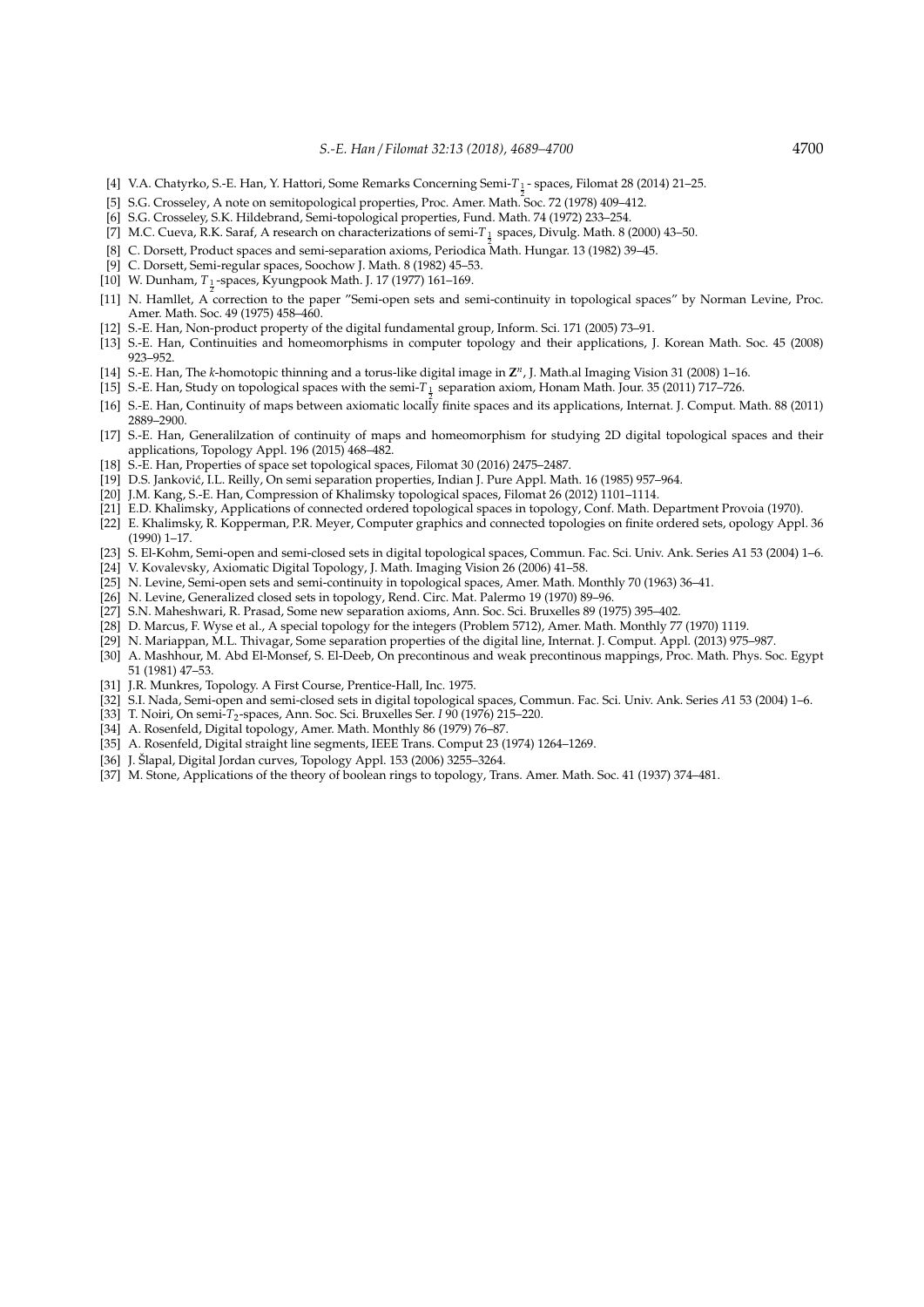[4] V.A. Chatyrko, S.-E. Han, Y. Hattori, Some Remarks Concerning Semi-$T_{\frac{1}{2}}$- spaces, Filomat 28 (2014) 21–25.

[5] S.G. Crosseley, A note on semitopological properties, Proc. Amer. Math. Soc. 72 (1978) 409–412.

[6] S.G. Crosseley, S.K. Hildebrand, Semi-topological properties, Fund. Math. 74 (1972) 233–254.

[7] M.C. Cueva, R.K. Saraf, A research on characterizations of semi-$T_{\frac{1}{2}}$ spaces, Divulg. Math. 8 (2000) 43–50.

[8] C. Dorsett, Product spaces and semi-separation axioms, Periodica Math. Hungar. 13 (1982) 39–45.

[9] C. Dorsett, Semi-regular spaces, Soochow J. Math. 8 (1982) 45–53.

[10] W. Dunham, $T_{\frac{1}{2}}$-spaces, Kyungpook Math. J. 17 (1977) 161–169.

[11] N. Hamllet, A correction to the paper "Semi-open sets and semi-continuity in topological spaces" by Norman Levine, Proc. Amer. Math. Soc. 49 (1975) 458–460.

[12] S.-E. Han, Non-product property of the digital fundamental group, Inform. Sci. 171 (2005) 73–91.

[13] S.-E. Han, Continuities and homeomorphisms in computer topology and their applications, J. Korean Math. Soc. 45 (2008) 923–952.

[14] S.-E. Han, The $k$-homotopic thinning and a torus-like digital image in $\mathbf{Z}^n$, J. Math.al Imaging Vision 31 (2008) 1–16.

[15] S.-E. Han, Study on topological spaces with the semi-$T_{\frac{1}{2}}$ separation axiom, Honam Math. Jour. 35 (2011) 717–726.

[16] S.-E. Han, Continuity of maps between axiomatic locally finite spaces and its applications, Internat. J. Comput. Math. 88 (2011) 2889–2900.

[17] S.-E. Han, Generalilzation of continuity of maps and homeomorphism for studying 2D digital topological spaces and their applications, Topology Appl. 196 (2015) 468–482.

[18] S.-E. Han, Properties of space set topological spaces, Filomat 30 (2016) 2475–2487.

[19] D.S. Janković, I.L. Reilly, On semi separation properties, Indian J. Pure Appl. Math. 16 (1985) 957–964.

[20] J.M. Kang, S.-E. Han, Compression of Khalimsky topological spaces, Filomat 26 (2012) 1101–1114.

[21] E.D. Khalimsky, Applications of connected ordered topological spaces in topology, Conf. Math. Department Provoia (1970).

[22] E. Khalimsky, R. Kopperman, P.R. Meyer, Computer graphics and connected topologies on finite ordered sets, opology Appl. 36 (1990) 1–17.

[23] S. El-Kohm, Semi-open and semi-closed sets in digital topological spaces, Commun. Fac. Sci. Univ. Ank. Series A1 53 (2004) 1–6.

[24] V. Kovalevsky, Axiomatic Digital Topology, J. Math. Imaging Vision 26 (2006) 41–58.

[25] N. Levine, Semi-open sets and semi-continuity in topological spaces, Amer. Math. Monthly 70 (1963) 36–41.

[26] N. Levine, Generalized closed sets in topology, Rend. Circ. Mat. Palermo 19 (1970) 89–96.

[27] S.N. Maheshwari, R. Prasad, Some new separation axioms, Ann. Soc. Sci. Bruxelles 89 (1975) 395–402.

[28] D. Marcus, F. Wyse et al., A special topology for the integers (Problem 5712), Amer. Math. Monthly 77 (1970) 1119.

[29] N. Mariappan, M.L. Thivagar, Some separation properties of the digital line, Internat. J. Comput. Appl. (2013) 975–987.

[30] A. Mashhour, M. Abd El-Monsef, S. El-Deeb, On precontinous and weak precontinous mappings, Proc. Math. Phys. Soc. Egypt 51 (1981) 47–53.

[31] J.R. Munkres, Topology. A First Course, Prentice-Hall, Inc. 1975.

[32] S.I. Nada, Semi-open and semi-closed sets in digital topological spaces, Commun. Fac. Sci. Univ. Ank. Series *A*1 53 (2004) 1–6.

[33] T. Noiri, On semi-$T_2$-spaces, Ann. Soc. Sci. Bruxelles Ser. *I* 90 (1976) 215–220.

[34] A. Rosenfeld, Digital topology, Amer. Math. Monthly 86 (1979) 76–87.

[35] A. Rosenfeld, Digital straight line segments, IEEE Trans. Comput 23 (1974) 1264–1269.

[36] J. Šlapal, Digital Jordan curves, Topology Appl. 153 (2006) 3255–3264.

[37] M. Stone, Applications of the theory of boolean rings to topology, Trans. Amer. Math. Soc. 41 (1937) 374–481.